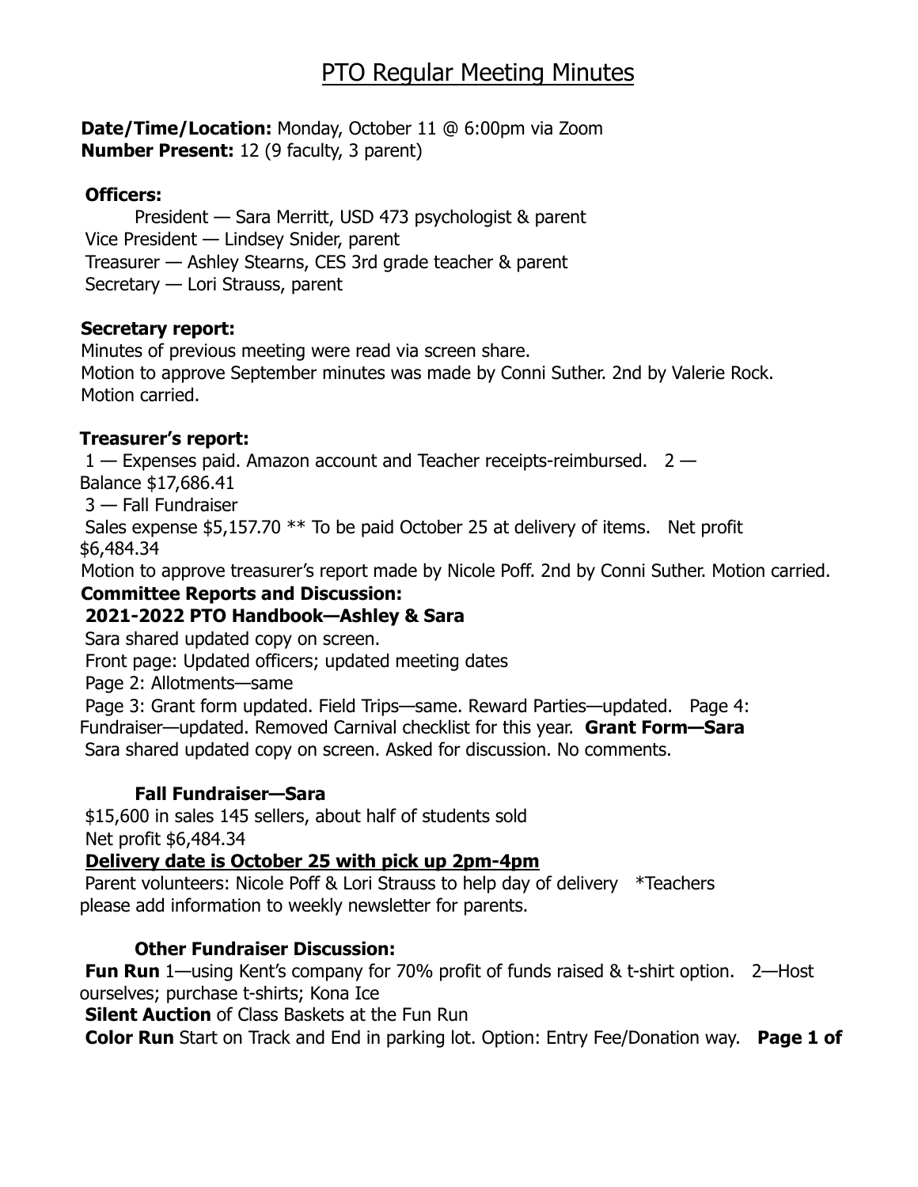# PTO Regular Meeting Minutes

**Date/Time/Location:** Monday, October 11 @ 6:00pm via Zoom
**Number Present:** 12 (9 faculty, 3 parent)

**Officers:**

President — Sara Merritt, USD 473 psychologist & parent
Vice President — Lindsey Snider, parent
Treasurer — Ashley Stearns, CES 3rd grade teacher & parent
Secretary — Lori Strauss, parent

**Secretary report:**

Minutes of previous meeting were read via screen share.
Motion to approve September minutes was made by Conni Suther. 2nd by Valerie Rock.
Motion carried.

**Treasurer's report:**

1 — Expenses paid. Amazon account and Teacher receipts-reimbursed.
2 — Balance $17,686.41
3 — Fall Fundraiser
Sales expense $5,157.70 ** To be paid October 25 at delivery of items. Net profit $6,484.34
Motion to approve treasurer's report made by Nicole Poff. 2nd by Conni Suther. Motion carried.

**Committee Reports and Discussion:**

**2021-2022 PTO Handbook—Ashley & Sara**

Sara shared updated copy on screen.
Front page: Updated officers; updated meeting dates
Page 2: Allotments—same
Page 3: Grant form updated. Field Trips—same. Reward Parties—updated.
Page 4: Fundraiser—updated. Removed Carnival checklist for this year.

**Grant Form—Sara**

Sara shared updated copy on screen. Asked for discussion. No comments.

**Fall Fundraiser—Sara**

$15,600 in sales 145 sellers, about half of students sold
Net profit $6,484.34

**<u>Delivery date is October 25 with pick up 2pm-4pm</u>**

Parent volunteers: Nicole Poff & Lori Strauss to help day of delivery *Teachers please add information to weekly newsletter for parents.

**Other Fundraiser Discussion:**

**Fun Run** 1—using Kent's company for 70% profit of funds raised & t-shirt option. 2—Host ourselves; purchase t-shirts; Kona Ice
**Silent Auction** of Class Baskets at the Fun Run
**Color Run** Start on Track and End in parking lot. Option: Entry Fee/Donation way.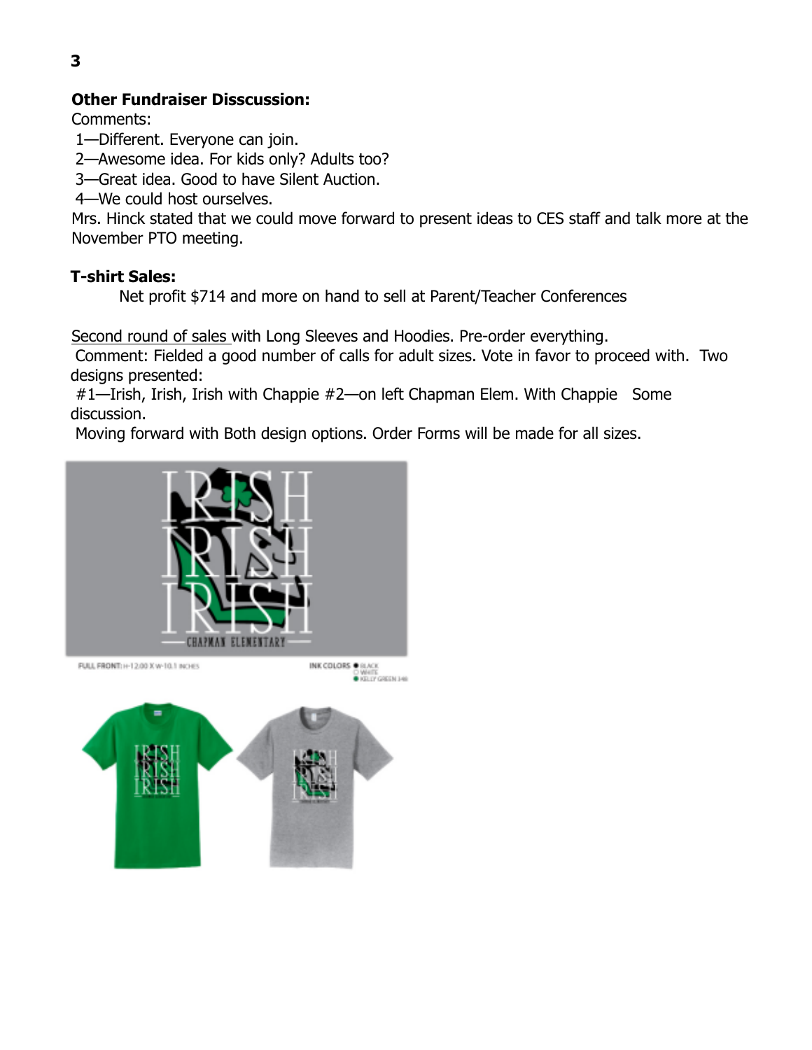**Other Fundraiser Disscussion:**

Comments:

1—Different. Everyone can join.
2—Awesome idea. For kids only? Adults too?
3—Great idea. Good to have Silent Auction.
4—We could host ourselves.

Mrs. Hinck stated that we could move forward to present ideas to CES staff and talk more at the November PTO meeting.

**T-shirt Sales:**

Net profit $714 and more on hand to sell at Parent/Teacher Conferences

Second round of sales with Long Sleeves and Hoodies. Pre-order everything.

Comment: Fielded a good number of calls for adult sizes. Vote in favor to proceed with. Two designs presented:

#1—Irish, Irish, Irish with Chappie #2—on left Chapman Elem. With Chappie Some discussion.

Moving forward with Both design options. Order Forms will be made for all sizes.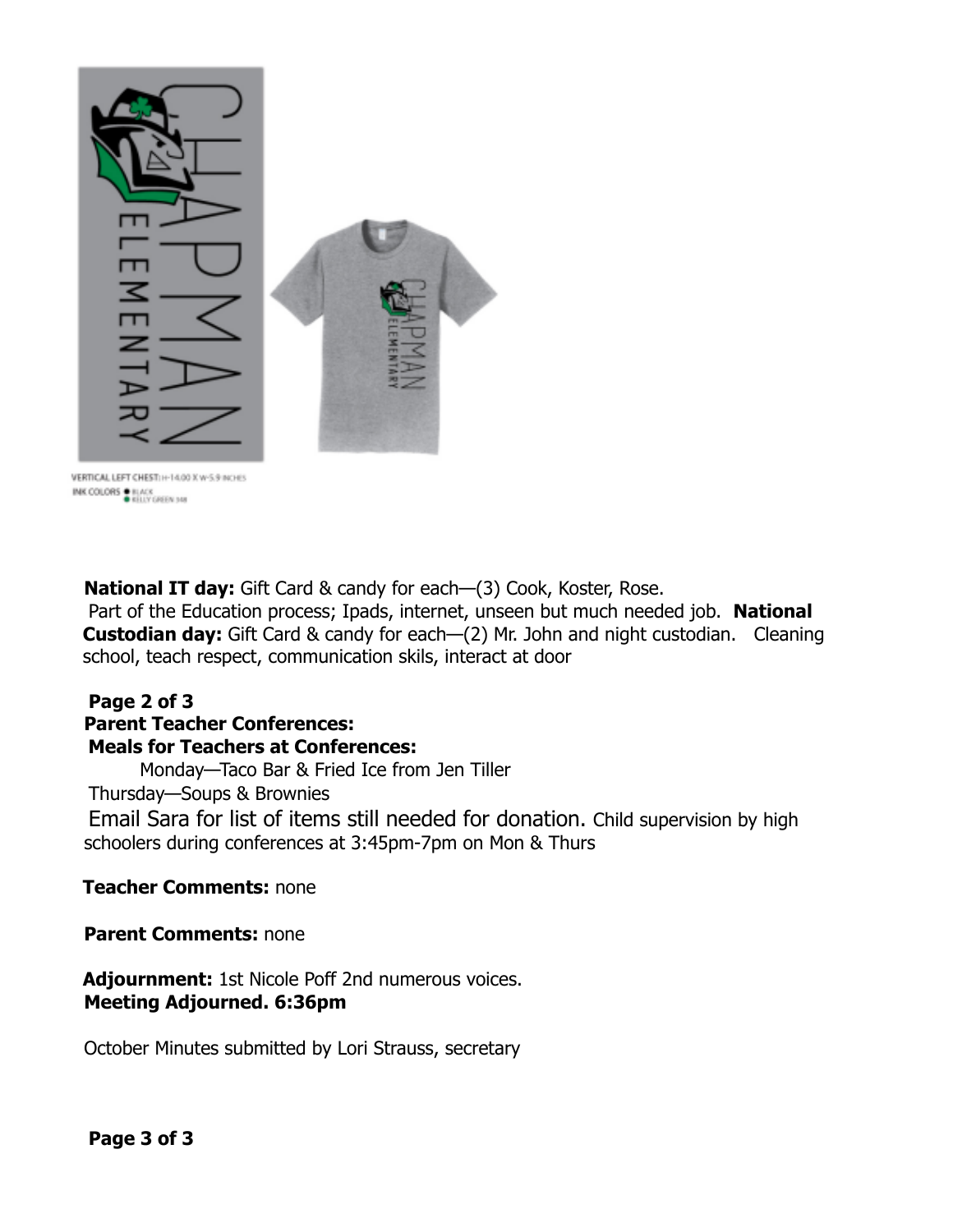VERTICAL LEFT CHEST: H-14.00 X W-5.9 INCHES
INK COLORS ● BLACK ● KELLY GREEN 348

**National IT day:** Gift Card & candy for each—(3) Cook, Koster, Rose. Part of the Education process; Ipads, internet, unseen but much needed job. **National Custodian day:** Gift Card & candy for each—(2) Mr. John and night custodian. Cleaning school, teach respect, communication skils, interact at door

**Parent Teacher Conferences:**

**Meals for Teachers at Conferences:**

Monday—Taco Bar & Fried Ice from Jen Tiller

Thursday—Soups & Brownies

Email Sara for list of items still needed for donation. Child supervision by high schoolers during conferences at 3:45pm-7pm on Mon & Thurs

**Teacher Comments:** none

**Parent Comments:** none

**Adjournment:** 1st Nicole Poff 2nd numerous voices.

**Meeting Adjourned. 6:36pm**

October Minutes submitted by Lori Strauss, secretary